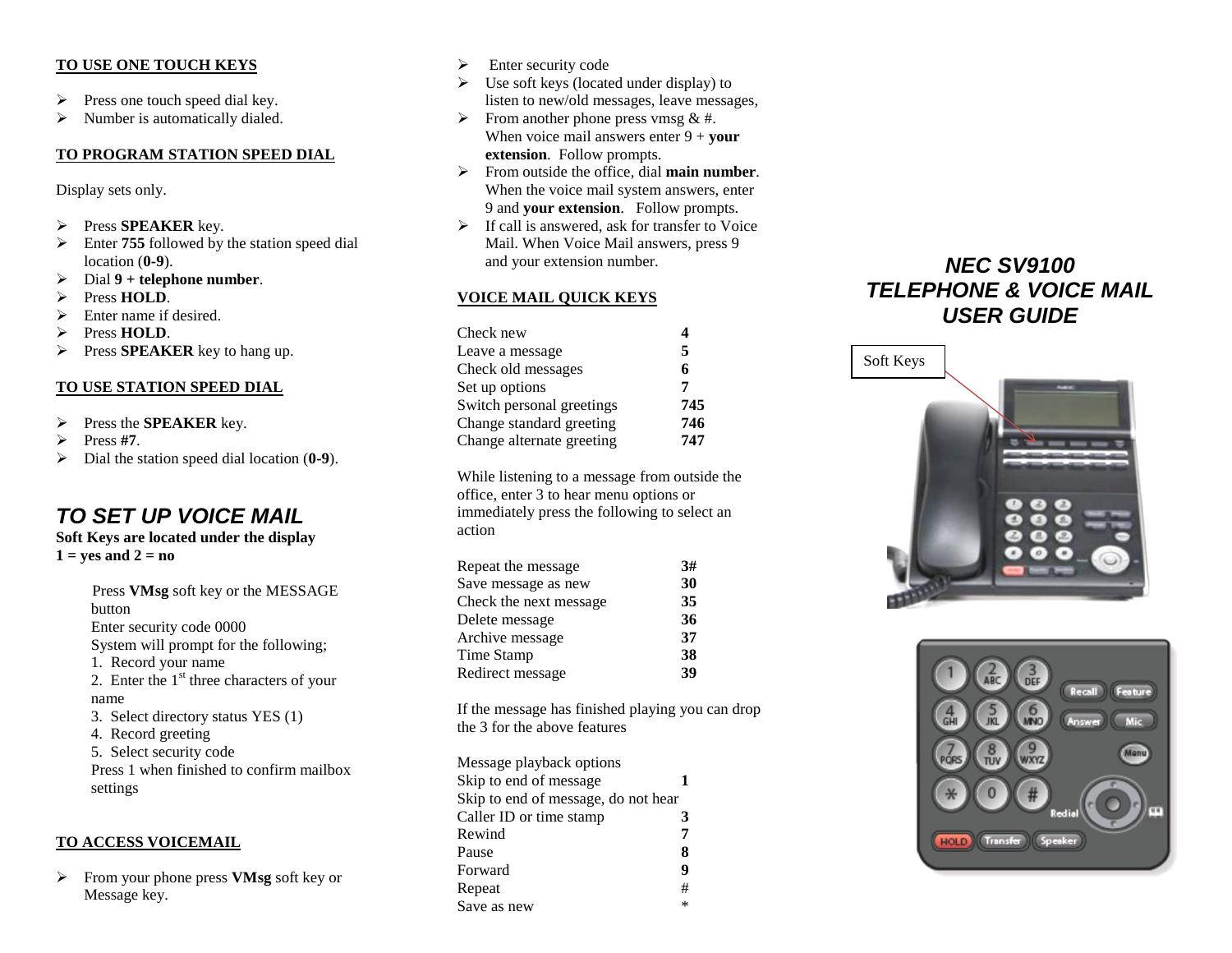## TO USE ONE TOUCH KEYS

- Press one touch speed dial key.
- Number is automatically dialed.

## TO PROGRAM STATION SPEED DIAL

Display sets only.

- Press **SPEAKER** key.
- Enter **755** followed by the station speed dial location (**0-9**).
- Dial **9 + telephone number**.
- Press **HOLD**.
- Enter name if desired.
- Press **HOLD**.
- Press **SPEAKER** key to hang up.

## TO USE STATION SPEED DIAL

- Press the **SPEAKER** key.
- Press **#7**.
- Dial the station speed dial location (**0-9**).

# *TO SET UP VOICE MAIL*

**Soft Keys are located under the display**
**1 = yes and 2 = no**

Press **VMsg** soft key or the MESSAGE button
Enter security code 0000
System will prompt for the following;
1. Record your name
2. Enter the 1st three characters of your name
3. Select directory status YES (1)
4. Record greeting
5. Select security code
Press 1 when finished to confirm mailbox settings

## TO ACCESS VOICEMAIL

- From your phone press **VMsg** soft key or Message key.
- Enter security code
- Use soft keys (located under display) to listen to new/old messages, leave messages,
- From another phone press vmsg & #. When voice mail answers enter 9 + **your extension**. Follow prompts.
- From outside the office, dial **main number**. When the voice mail system answers, enter 9 and **your extension**. Follow prompts.
- If call is answered, ask for transfer to Voice Mail. When Voice Mail answers, press 9 and your extension number.

## VOICE MAIL QUICK KEYS

| | |
|---|---|
| Check new | **4** |
| Leave a message | **5** |
| Check old messages | **6** |
| Set up options | **7** |
| Switch personal greetings | **745** |
| Change standard greeting | **746** |
| Change alternate greeting | **747** |

While listening to a message from outside the office, enter 3 to hear menu options or immediately press the following to select an action

| | |
|---|---|
| Repeat the message | **3#** |
| Save message as new | **30** |
| Check the next message | **35** |
| Delete message | **36** |
| Archive message | **37** |
| Time Stamp | **38** |
| Redirect message | **39** |

If the message has finished playing you can drop the 3 for the above features

Message playback options

| | |
|---|---|
| Skip to end of message | **1** |
| Skip to end of message, do not hear | |
| Caller ID or time stamp | **3** |
| Rewind | **7** |
| Pause | **8** |
| Forward | **9** |
| Repeat | # |
| Save as new | * |

# *NEC SV9100 TELEPHONE & VOICE MAIL USER GUIDE*

Soft Keys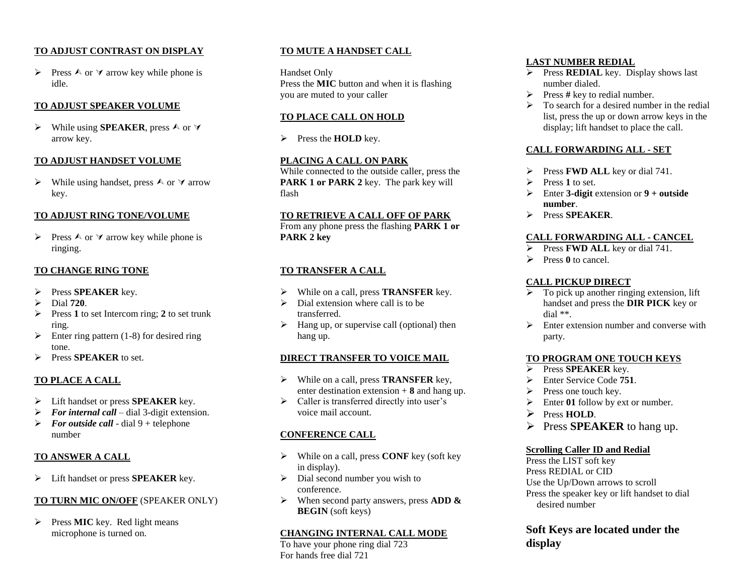**TO ADJUST CONTRAST ON DISPLAY**

- Press ⩓ or ⩔ arrow key while phone is idle.

**TO ADJUST SPEAKER VOLUME**

- While using **SPEAKER**, press ⩓ or ⩔ arrow key.

**TO ADJUST HANDSET VOLUME**

- While using handset, press ⩓ or ⩔ arrow key.

**TO ADJUST RING TONE/VOLUME**

- Press ⩓ or ⩔ arrow key while phone is ringing.

**TO CHANGE RING TONE**

- Press **SPEAKER** key.
- Dial **720**.
- Press **1** to set Intercom ring; **2** to set trunk ring.
- Enter ring pattern (1-8) for desired ring tone.
- Press **SPEAKER** to set.

**TO PLACE A CALL**

- Lift handset or press **SPEAKER** key.
- ***For internal call*** – dial 3-digit extension.
- ***For outside call*** - dial 9 + telephone number

**TO ANSWER A CALL**

- Lift handset or press **SPEAKER** key.

**TO TURN MIC ON/OFF** (SPEAKER ONLY)

- Press **MIC** key. Red light means microphone is turned on.

**TO MUTE A HANDSET CALL**

Handset Only
Press the **MIC** button and when it is flashing you are muted to your caller

**TO PLACE CALL ON HOLD**

- Press the **HOLD** key.

**PLACING A CALL ON PARK**

While connected to the outside caller, press the **PARK 1 or PARK 2** key. The park key will flash

**TO RETRIEVE A CALL OFF OF PARK**

From any phone press the flashing **PARK 1 or PARK 2 key**

**TO TRANSFER A CALL**

- While on a call, press **TRANSFER** key.
- Dial extension where call is to be transferred.
- Hang up, or supervise call (optional) then hang up.

**DIRECT TRANSFER TO VOICE MAIL**

- While on a call, press **TRANSFER** key, enter destination extension + **8** and hang up.
- Caller is transferred directly into user's voice mail account.

**CONFERENCE CALL**

- While on a call, press **CONF** key (soft key in display).
- Dial second number you wish to conference.
- When second party answers, press **ADD & BEGIN** (soft keys)

**CHANGING INTERNAL CALL MODE**

To have your phone ring dial 723
For hands free dial 721

**LAST NUMBER REDIAL**

- Press **REDIAL** key. Display shows last number dialed.
- Press **#** key to redial number.
- To search for a desired number in the redial list, press the up or down arrow keys in the display; lift handset to place the call.

**CALL FORWARDING ALL - SET**

- Press **FWD ALL** key or dial 741.
- Press **1** to set.
- Enter **3-digit** extension or **9 + outside number**.
- Press **SPEAKER**.

**CALL FORWARDING ALL - CANCEL**

- Press **FWD ALL** key or dial 741.
- Press **0** to cancel.

**CALL PICKUP DIRECT**

- To pick up another ringing extension, lift handset and press the **DIR PICK** key or dial **.
- Enter extension number and converse with party.

**TO PROGRAM ONE TOUCH KEYS**

- Press **SPEAKER** key.
- Enter Service Code **751**.
- Press one touch key.
- Enter **01** follow by ext or number.
- Press **HOLD**.
- Press **SPEAKER** to hang up.

**Scrolling Caller ID and Redial**

Press the LIST soft key
Press REDIAL or CID
Use the Up/Down arrows to scroll
Press the speaker key or lift handset to dial desired number

## Soft Keys are located under the display